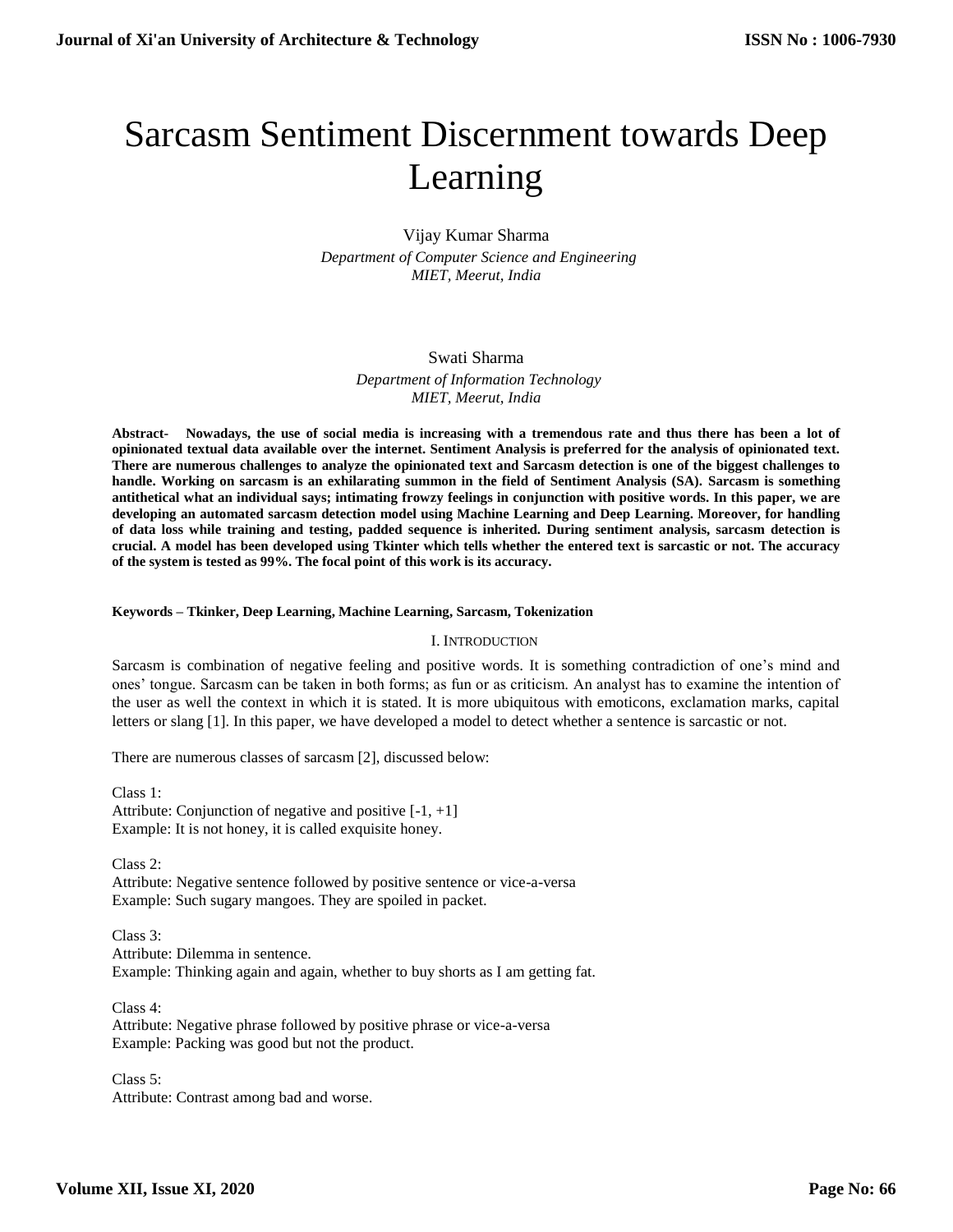# Sarcasm Sentiment Discernment towards Deep Learning

Vijay Kumar Sharma

*Department of Computer Science and Engineering*
*MIET, Meerut, India*

Swati Sharma

*Department of Information Technology*
*MIET, Meerut, India*

**Abstract- Nowadays, the use of social media is increasing with a tremendous rate and thus there has been a lot of opinionated textual data available over the internet. Sentiment Analysis is preferred for the analysis of opinionated text. There are numerous challenges to analyze the opinionated text and Sarcasm detection is one of the biggest challenges to handle. Working on sarcasm is an exhilarating summon in the field of Sentiment Analysis (SA). Sarcasm is something antithetical what an individual says; intimating frowzy feelings in conjunction with positive words. In this paper, we are developing an automated sarcasm detection model using Machine Learning and Deep Learning. Moreover, for handling of data loss while training and testing, padded sequence is inherited. During sentiment analysis, sarcasm detection is crucial. A model has been developed using Tkinter which tells whether the entered text is sarcastic or not. The accuracy of the system is tested as 99%. The focal point of this work is its accuracy.**

**Keywords – Tkinker, Deep Learning, Machine Learning, Sarcasm, Tokenization**

## I. Introduction

Sarcasm is combination of negative feeling and positive words. It is something contradiction of one's mind and ones' tongue. Sarcasm can be taken in both forms; as fun or as criticism. An analyst has to examine the intention of the user as well the context in which it is stated. It is more ubiquitous with emoticons, exclamation marks, capital letters or slang [1]. In this paper, we have developed a model to detect whether a sentence is sarcastic or not.

There are numerous classes of sarcasm [2], discussed below:

Class 1:
Attribute: Conjunction of negative and positive [-1, +1]
Example: It is not honey, it is called exquisite honey.

Class 2:
Attribute: Negative sentence followed by positive sentence or vice-a-versa
Example: Such sugary mangoes. They are spoiled in packet.

Class 3:
Attribute: Dilemma in sentence.
Example: Thinking again and again, whether to buy shorts as I am getting fat.

Class 4:
Attribute: Negative phrase followed by positive phrase or vice-a-versa
Example: Packing was good but not the product.

Class 5:
Attribute: Contrast among bad and worse.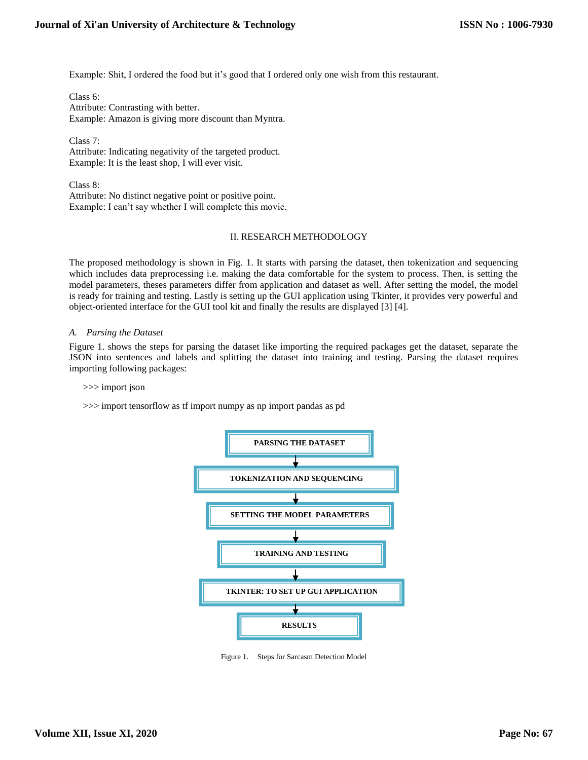Example: Shit, I ordered the food but it's good that I ordered only one wish from this restaurant.

Class 6:
Attribute: Contrasting with better.
Example: Amazon is giving more discount than Myntra.

Class 7:
Attribute: Indicating negativity of the targeted product.
Example: It is the least shop, I will ever visit.

Class 8:
Attribute: No distinct negative point or positive point.
Example: I can't say whether I will complete this movie.

## II. RESEARCH METHODOLOGY

The proposed methodology is shown in Fig. 1. It starts with parsing the dataset, then tokenization and sequencing which includes data preprocessing i.e. making the data comfortable for the system to process. Then, is setting the model parameters, theses parameters differ from application and dataset as well. After setting the model, the model is ready for training and testing. Lastly is setting up the GUI application using Tkinter, it provides very powerful and object-oriented interface for the GUI tool kit and finally the results are displayed [3] [4].

### *A. Parsing the Dataset*

Figure 1. shows the steps for parsing the dataset like importing the required packages get the dataset, separate the JSON into sentences and labels and splitting the dataset into training and testing. Parsing the dataset requires importing following packages:

```
>>> import json
```

```
>>> import tensorflow as tf import numpy as np import pandas as pd
```

PARSING THE DATASET
↓
TOKENIZATION AND SEQUENCING
↓
SETTING THE MODEL PARAMETERS
↓
TRAINING AND TESTING
↓
TKINTER: TO SET UP GUI APPLICATION
↓
RESULTS

Figure 1. Steps for Sarcasm Detection Model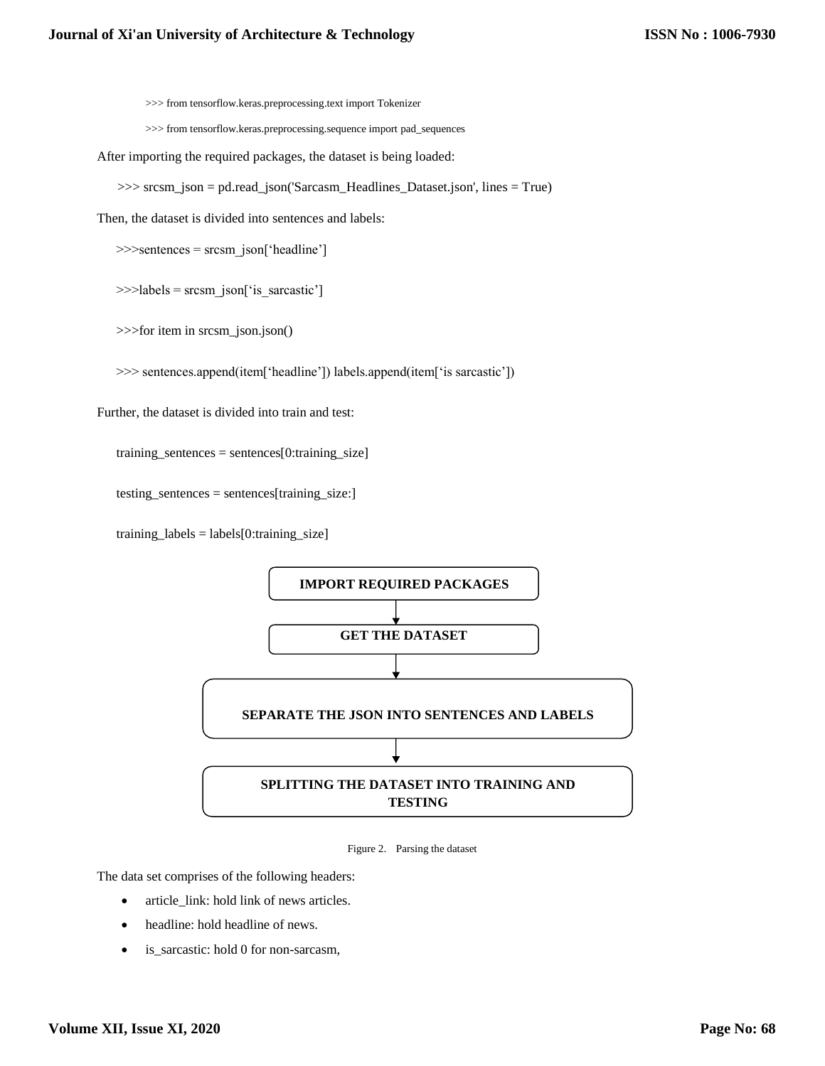```
>>> from tensorflow.keras.preprocessing.text import Tokenizer

>>> from tensorflow.keras.preprocessing.sequence import pad_sequences
```

After importing the required packages, the dataset is being loaded:

```
>>> srcsm_json = pd.read_json('Sarcasm_Headlines_Dataset.json', lines = True)
```

Then, the dataset is divided into sentences and labels:

```
>>>sentences = srcsm_json['headline']

>>>labels = srcsm_json['is_sarcastic']

>>>for item in srcsm_json.json()

>>> sentences.append(item['headline']) labels.append(item['is sarcastic'])
```

Further, the dataset is divided into train and test:

```
training_sentences = sentences[0:training_size]

testing_sentences = sentences[training_size:]

training_labels = labels[0:training_size]
```

**IMPORT REQUIRED PACKAGES**

↓

**GET THE DATASET**

↓

**SEPARATE THE JSON INTO SENTENCES AND LABELS**

↓

**SPLITTING THE DATASET INTO TRAINING AND TESTING**

Figure 2. Parsing the dataset

The data set comprises of the following headers:

- article_link: hold link of news articles.
- headline: hold headline of news.
- is_sarcastic: hold 0 for non-sarcasm,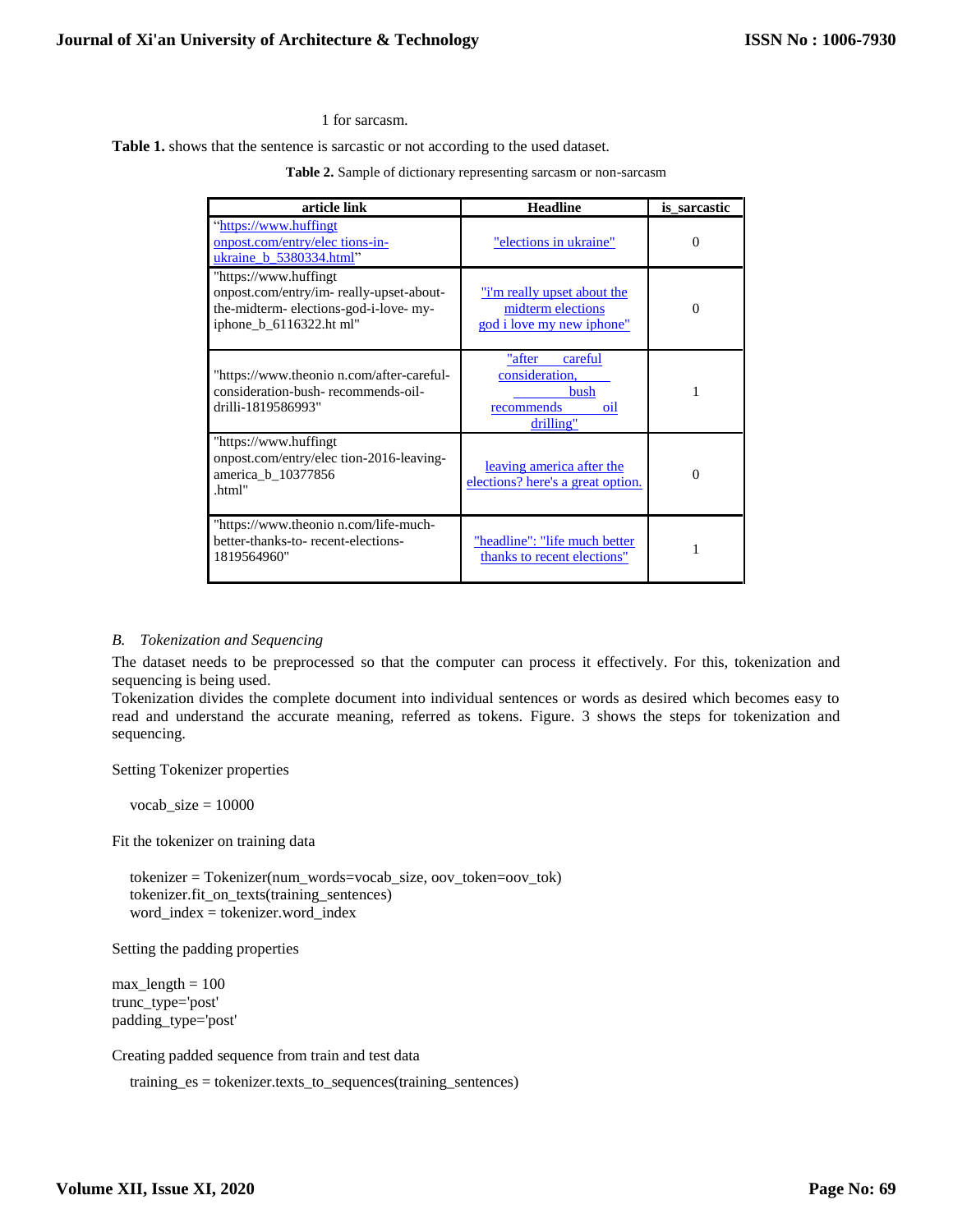1 for sarcasm.

**Table 1.** shows that the sentence is sarcastic or not according to the used dataset.

**Table 2.** Sample of dictionary representing sarcasm or non-sarcasm

| article link | Headline | is_sarcastic |
|---|---|---|
| "https://www.huffingt onpost.com/entry/elec tions-in-ukraine_b_5380334.html" | "elections in ukraine" | 0 |
| "https://www.huffingt onpost.com/entry/im- really-upset-about-the-midterm- elections-god-i-love- my-iphone_b_6116322.ht ml" | "i'm really upset about the midterm elections god i love my new iphone" | 0 |
| "https://www.theonio n.com/after-careful-consideration-bush- recommends-oil-drilli-1819586993" | "after careful consideration, bush recommends oil drilling" | 1 |
| "https://www.huffingt onpost.com/entry/elec tion-2016-leaving-america_b_10377856 .html" | leaving america after the elections? here's a great option. | 0 |
| "https://www.theonio n.com/life-much-better-thanks-to- recent-elections-1819564960" | "headline": "life much better thanks to recent elections" | 1 |

### B. Tokenization and Sequencing

The dataset needs to be preprocessed so that the computer can process it effectively. For this, tokenization and sequencing is being used.

Tokenization divides the complete document into individual sentences or words as desired which becomes easy to read and understand the accurate meaning, referred as tokens. Figure. 3 shows the steps for tokenization and sequencing.

Setting Tokenizer properties

```
vocab_size = 10000
```

Fit the tokenizer on training data

```
tokenizer = Tokenizer(num_words=vocab_size, oov_token=oov_tok)
tokenizer.fit_on_texts(training_sentences)
word_index = tokenizer.word_index
```

Setting the padding properties

```
max_length = 100
trunc_type='post'
padding_type='post'
```

Creating padded sequence from train and test data

```
training_es = tokenizer.texts_to_sequences(training_sentences)
```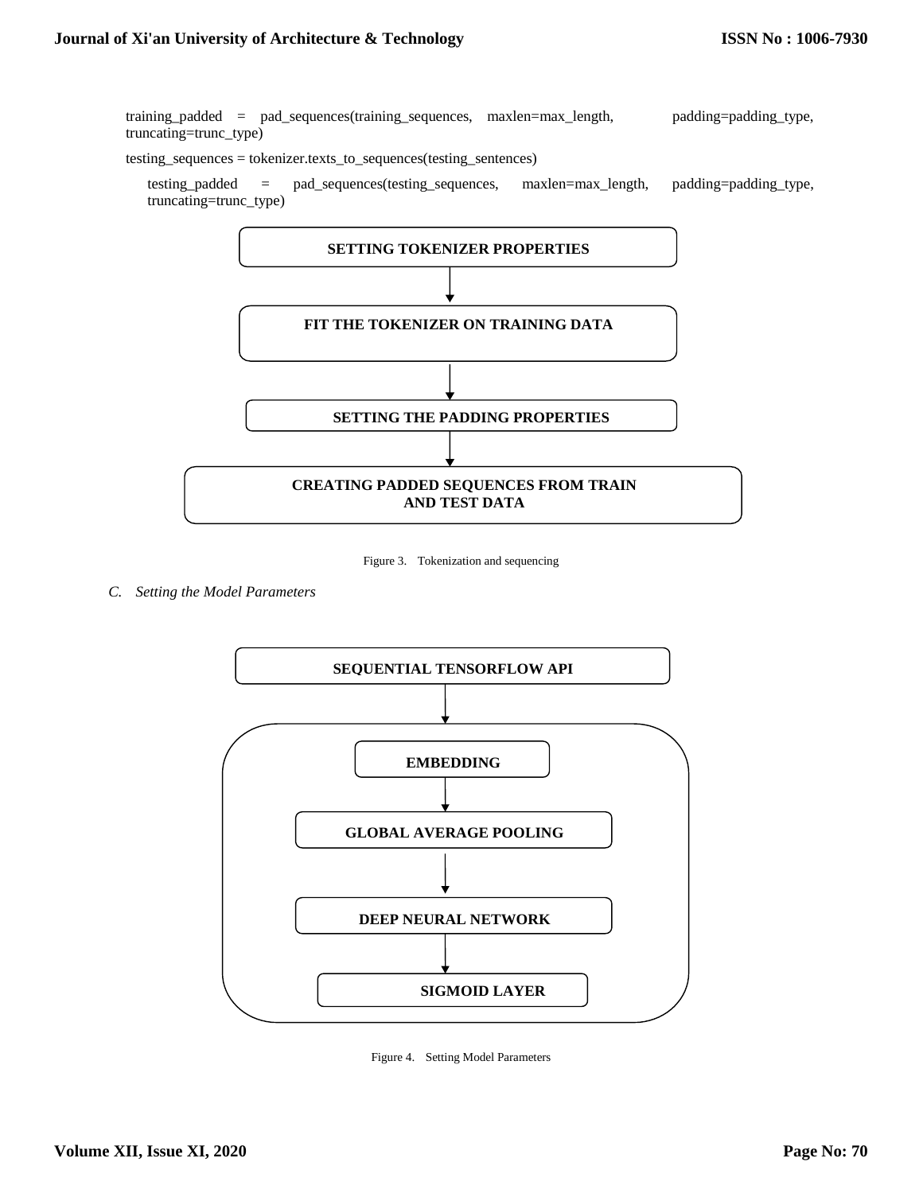```
training_padded = pad_sequences(training_sequences, maxlen=max_length, padding=padding_type, truncating=trunc_type)

testing_sequences = tokenizer.texts_to_sequences(testing_sentences)

testing_padded = pad_sequences(testing_sequences, maxlen=max_length, padding=padding_type, truncating=trunc_type)
```

**SETTING TOKENIZER PROPERTIES**

↓

**FIT THE TOKENIZER ON TRAINING DATA**

↓

**SETTING THE PADDING PROPERTIES**

↓

**CREATING PADDED SEQUENCES FROM TRAIN AND TEST DATA**

Figure 3. Tokenization and sequencing

### *C. Setting the Model Parameters*

**SEQUENTIAL TENSORFLOW API**

↓

**EMBEDDING**

↓

**GLOBAL AVERAGE POOLING**

↓

**DEEP NEURAL NETWORK**

↓

**SIGMOID LAYER**

Figure 4. Setting Model Parameters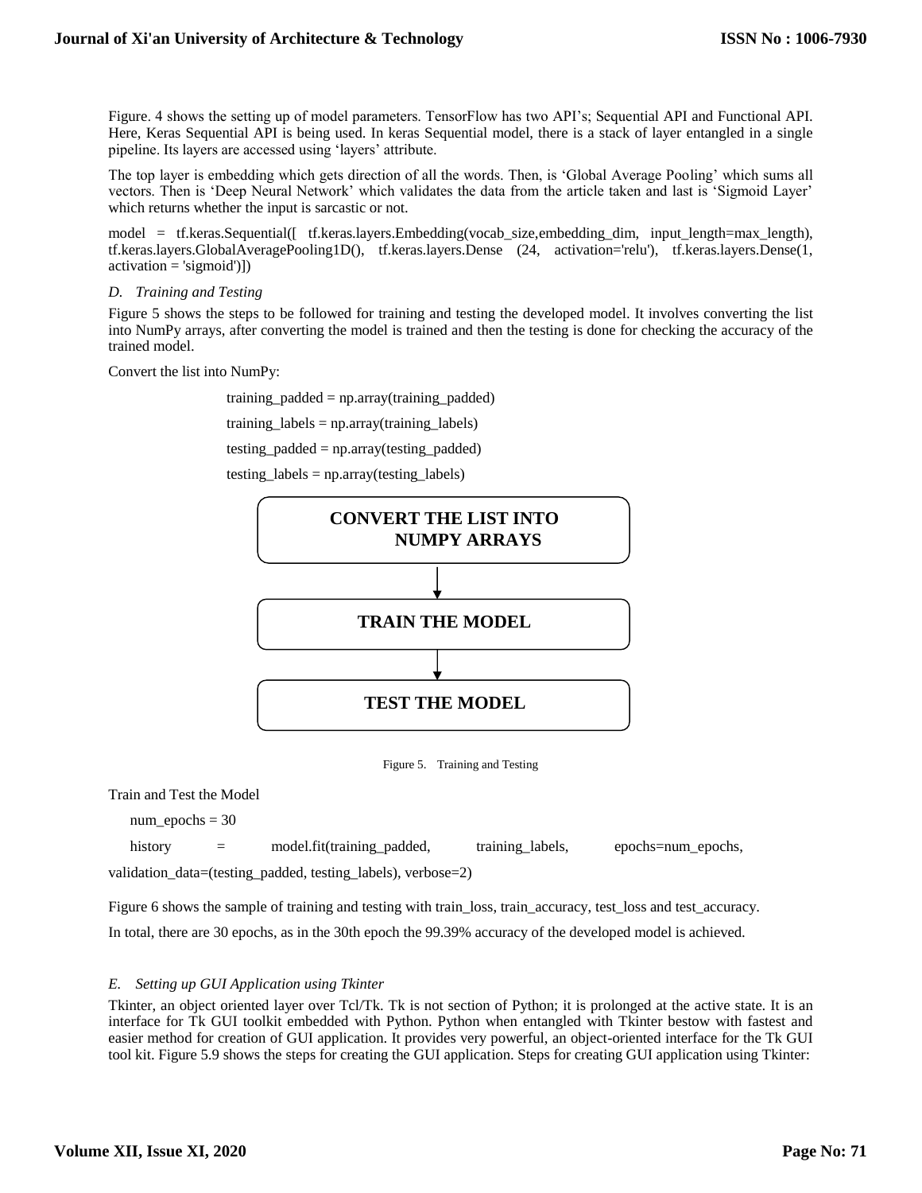Figure. 4 shows the setting up of model parameters. TensorFlow has two API's; Sequential API and Functional API. Here, Keras Sequential API is being used. In keras Sequential model, there is a stack of layer entangled in a single pipeline. Its layers are accessed using 'layers' attribute.

The top layer is embedding which gets direction of all the words. Then, is 'Global Average Pooling' which sums all vectors. Then is 'Deep Neural Network' which validates the data from the article taken and last is 'Sigmoid Layer' which returns whether the input is sarcastic or not.

```
model = tf.keras.Sequential([ tf.keras.layers.Embedding(vocab_size,embedding_dim, input_length=max_length), tf.keras.layers.GlobalAveragePooling1D(), tf.keras.layers.Dense (24, activation='relu'), tf.keras.layers.Dense(1, activation = 'sigmoid')])
```

### *D. Training and Testing*

Figure 5 shows the steps to be followed for training and testing the developed model. It involves converting the list into NumPy arrays, after converting the model is trained and then the testing is done for checking the accuracy of the trained model.

Convert the list into NumPy:

```
training_padded = np.array(training_padded)
training_labels = np.array(training_labels)
testing_padded = np.array(testing_padded)
testing_labels = np.array(testing_labels)
```

**CONVERT THE LIST INTO NUMPY ARRAYS**

↓

**TRAIN THE MODEL**

↓

**TEST THE MODEL**

Figure 5. Training and Testing

Train and Test the Model

```
num_epochs = 30
history = model.fit(training_padded, training_labels, epochs=num_epochs,
validation_data=(testing_padded, testing_labels), verbose=2)
```

Figure 6 shows the sample of training and testing with train_loss, train_accuracy, test_loss and test_accuracy.

In total, there are 30 epochs, as in the 30th epoch the 99.39% accuracy of the developed model is achieved.

### *E. Setting up GUI Application using Tkinter*

Tkinter, an object oriented layer over Tcl/Tk. Tk is not section of Python; it is prolonged at the active state. It is an interface for Tk GUI toolkit embedded with Python. Python when entangled with Tkinter bestow with fastest and easier method for creation of GUI application. It provides very powerful, an object-oriented interface for the Tk GUI tool kit. Figure 5.9 shows the steps for creating the GUI application. Steps for creating GUI application using Tkinter: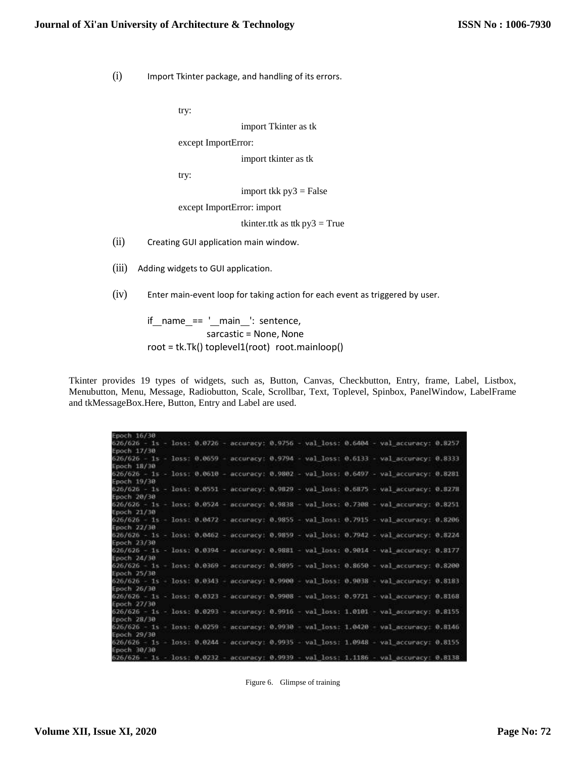(i) Import Tkinter package, and handling of its errors.

```
try:
        import Tkinter as tk
except ImportError:
        import tkinter as tk
try:
        import tkk py3 = False
except ImportError: import
        tkinter.ttk as ttk py3 = True
```

(ii) Creating GUI application main window.

(iii) Adding widgets to GUI application.

(iv) Enter main-event loop for taking action for each event as triggered by user.

```
if__name__== '__main__':  sentence,
        sarcastic = None, None
root = tk.Tk() toplevel1(root)  root.mainloop()
```

Tkinter provides 19 types of widgets, such as, Button, Canvas, Checkbutton, Entry, frame, Label, Listbox, Menubutton, Menu, Message, Radiobutton, Scale, Scrollbar, Text, Toplevel, Spinbox, PanelWindow, LabelFrame and tkMessageBox.Here, Button, Entry and Label are used.

```
Epoch 16/30
626/626 - 1s - loss: 0.0726 - accuracy: 0.9756 - val_loss: 0.6404 - val_accuracy: 0.8257
Epoch 17/30
626/626 - 1s - loss: 0.0659 - accuracy: 0.9794 - val_loss: 0.6133 - val_accuracy: 0.8333
Epoch 18/30
626/626 - 1s - loss: 0.0610 - accuracy: 0.9802 - val_loss: 0.6497 - val_accuracy: 0.8281
Epoch 19/30
626/626 - 1s - loss: 0.0551 - accuracy: 0.9829 - val_loss: 0.6875 - val_accuracy: 0.8278
Epoch 20/30
626/626 - 1s - loss: 0.0524 - accuracy: 0.9838 - val_loss: 0.7308 - val_accuracy: 0.8251
Epoch 21/30
626/626 - 1s - loss: 0.0472 - accuracy: 0.9855 - val_loss: 0.7915 - val_accuracy: 0.8206
Epoch 22/30
626/626 - 1s - loss: 0.0462 - accuracy: 0.9859 - val_loss: 0.7942 - val_accuracy: 0.8224
Epoch 23/30
626/626 - 1s - loss: 0.0394 - accuracy: 0.9881 - val_loss: 0.9014 - val_accuracy: 0.8177
Epoch 24/30
626/626 - 1s - loss: 0.0369 - accuracy: 0.9895 - val_loss: 0.8650 - val_accuracy: 0.8200
Epoch 25/30
626/626 - 1s - loss: 0.0343 - accuracy: 0.9900 - val_loss: 0.9038 - val_accuracy: 0.8183
Epoch 26/30
626/626 - 1s - loss: 0.0323 - accuracy: 0.9908 - val_loss: 0.9721 - val_accuracy: 0.8168
Epoch 27/30
626/626 - 1s - loss: 0.0293 - accuracy: 0.9916 - val_loss: 1.0101 - val_accuracy: 0.8155
Epoch 28/30
626/626 - 1s - loss: 0.0259 - accuracy: 0.9930 - val_loss: 1.0420 - val_accuracy: 0.8146
Epoch 29/30
626/626 - 1s - loss: 0.0244 - accuracy: 0.9935 - val_loss: 1.0948 - val_accuracy: 0.8155
Epoch 30/30
626/626 - 1s - loss: 0.0232 - accuracy: 0.9939 - val_loss: 1.1186 - val_accuracy: 0.8138
```

Figure 6. Glimpse of training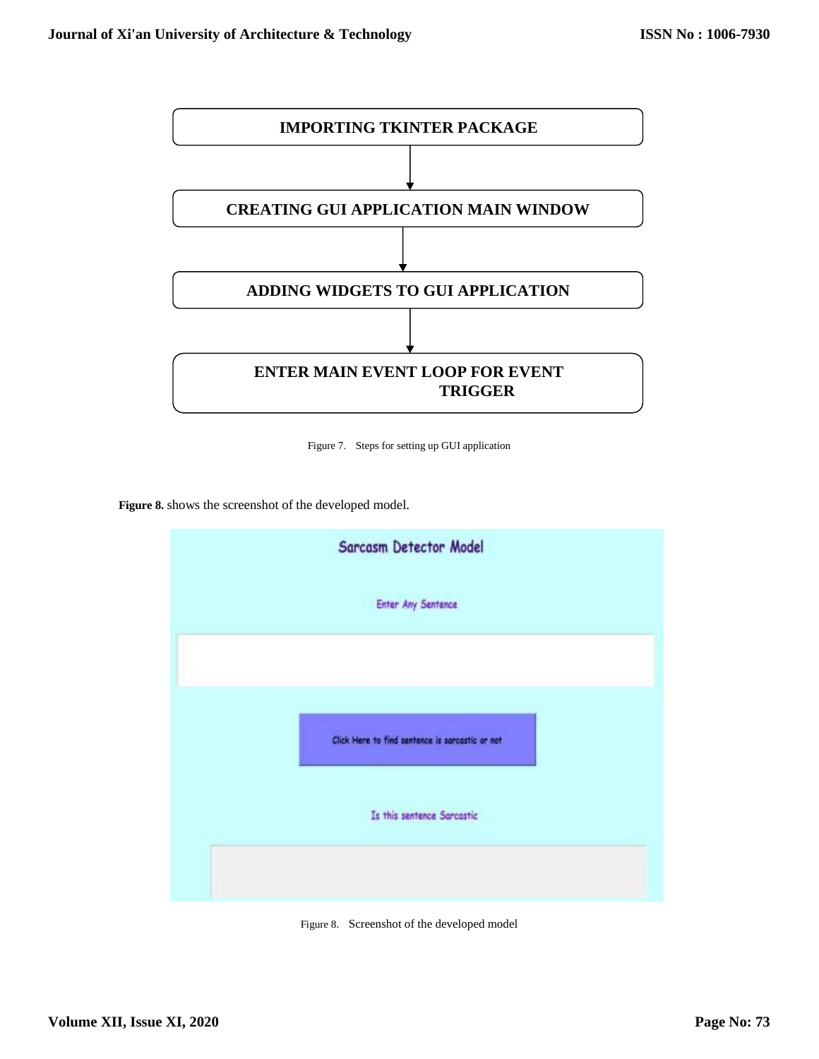IMPORTING TKINTER PACKAGE

CREATING GUI APPLICATION MAIN WINDOW

ADDING WIDGETS TO GUI APPLICATION

ENTER MAIN EVENT LOOP FOR EVENT TRIGGER

Figure 7. Steps for setting up GUI application

**Figure 8.** shows the screenshot of the developed model.

Sarcasm Detector Model

Enter Any Sentence

Click Here to find sentence is sarcastic or not

Is this sentence Sarcastic

Figure 8. Screenshot of the developed model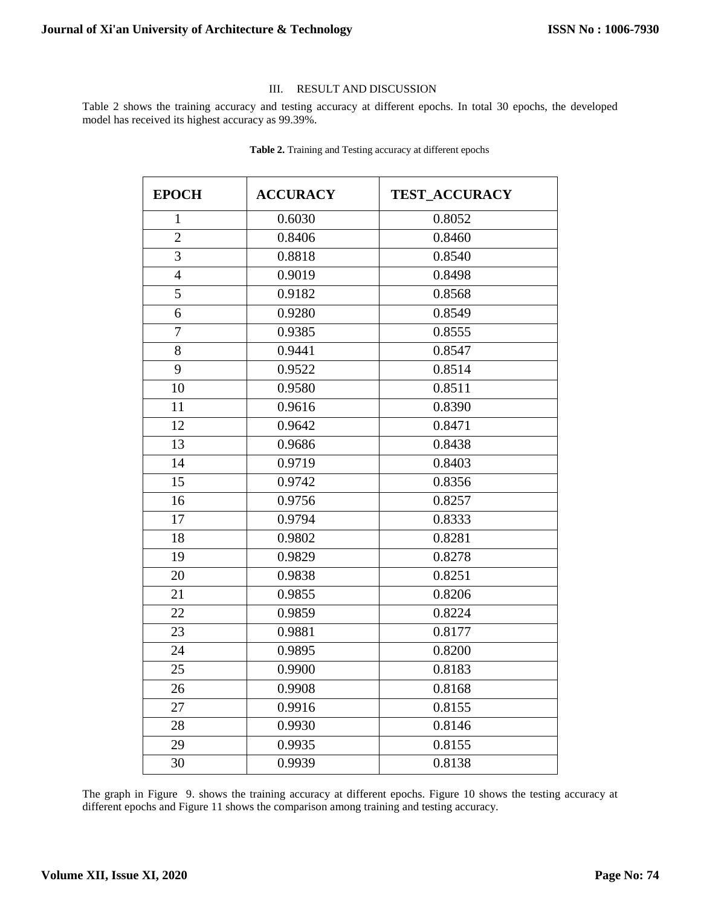## III. RESULT AND DISCUSSION

Table 2 shows the training accuracy and testing accuracy at different epochs. In total 30 epochs, the developed model has received its highest accuracy as 99.39%.

**Table 2.** Training and Testing accuracy at different epochs

| EPOCH | ACCURACY | TEST_ACCURACY |
|---|---|---|
| 1 | 0.6030 | 0.8052 |
| 2 | 0.8406 | 0.8460 |
| 3 | 0.8818 | 0.8540 |
| 4 | 0.9019 | 0.8498 |
| 5 | 0.9182 | 0.8568 |
| 6 | 0.9280 | 0.8549 |
| 7 | 0.9385 | 0.8555 |
| 8 | 0.9441 | 0.8547 |
| 9 | 0.9522 | 0.8514 |
| 10 | 0.9580 | 0.8511 |
| 11 | 0.9616 | 0.8390 |
| 12 | 0.9642 | 0.8471 |
| 13 | 0.9686 | 0.8438 |
| 14 | 0.9719 | 0.8403 |
| 15 | 0.9742 | 0.8356 |
| 16 | 0.9756 | 0.8257 |
| 17 | 0.9794 | 0.8333 |
| 18 | 0.9802 | 0.8281 |
| 19 | 0.9829 | 0.8278 |
| 20 | 0.9838 | 0.8251 |
| 21 | 0.9855 | 0.8206 |
| 22 | 0.9859 | 0.8224 |
| 23 | 0.9881 | 0.8177 |
| 24 | 0.9895 | 0.8200 |
| 25 | 0.9900 | 0.8183 |
| 26 | 0.9908 | 0.8168 |
| 27 | 0.9916 | 0.8155 |
| 28 | 0.9930 | 0.8146 |
| 29 | 0.9935 | 0.8155 |
| 30 | 0.9939 | 0.8138 |

The graph in Figure 9. shows the training accuracy at different epochs. Figure 10 shows the testing accuracy at different epochs and Figure 11 shows the comparison among training and testing accuracy.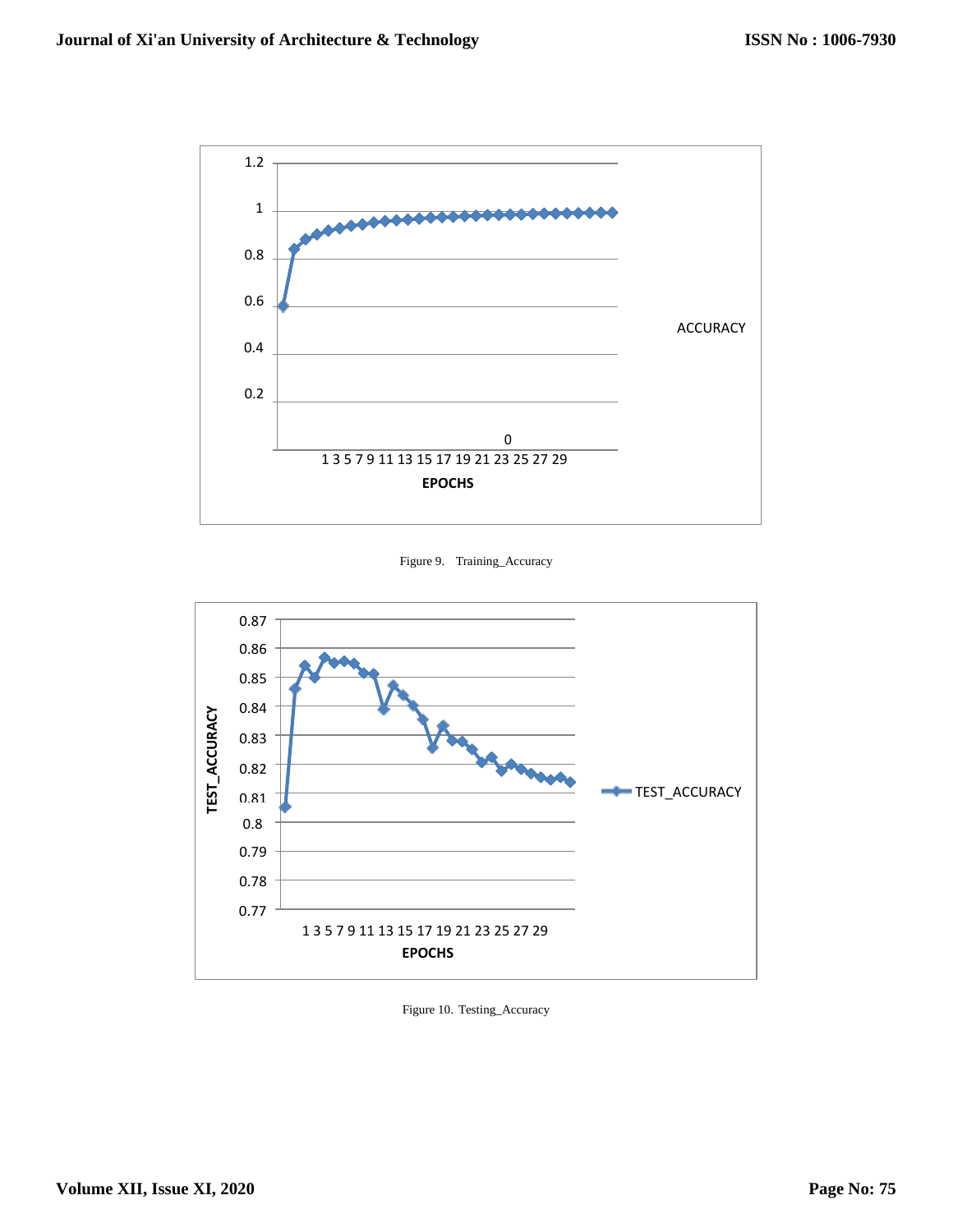Figure 9. Training_Accuracy

Figure 10. Testing_Accuracy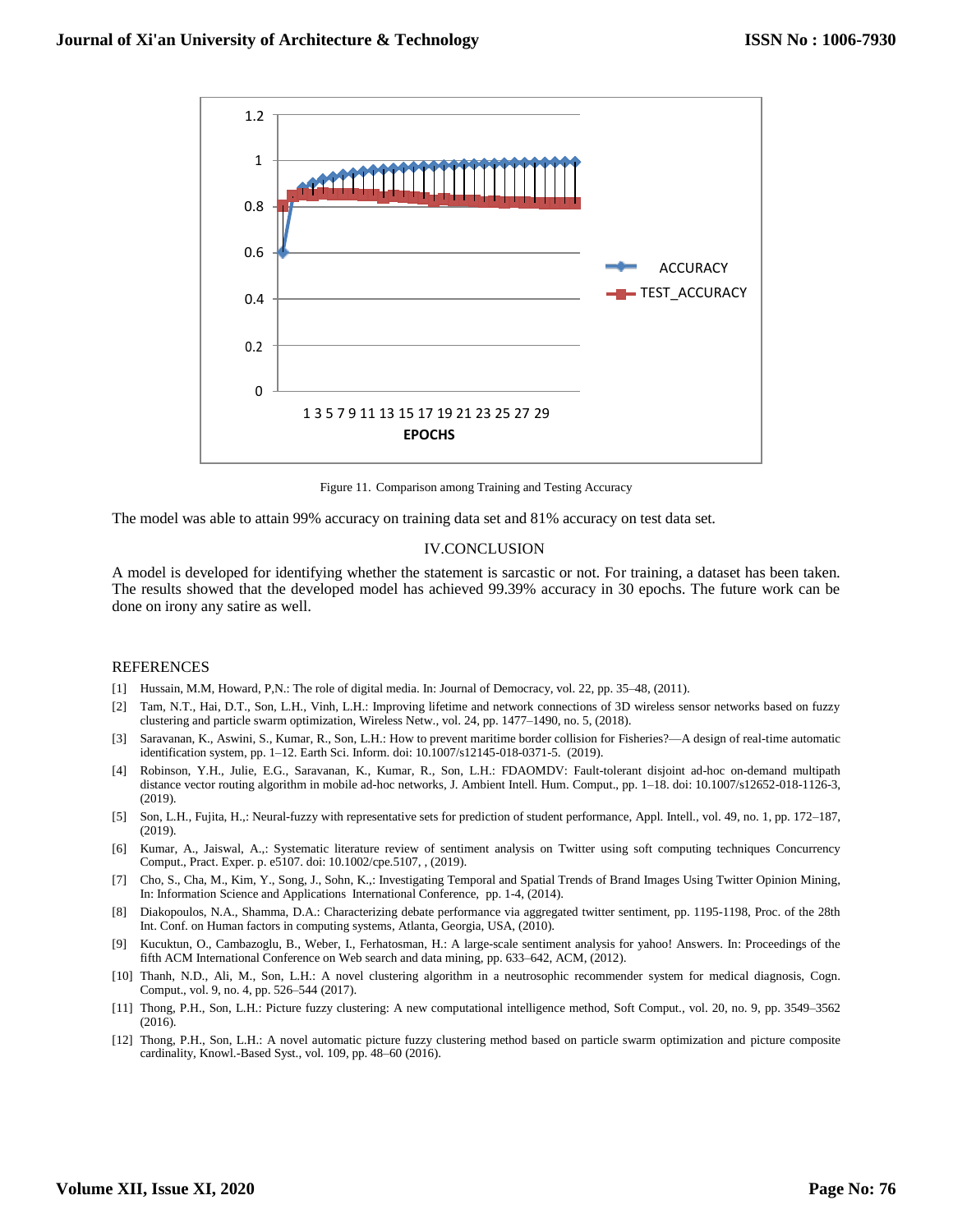1.2

1

0.8

0.6

0.4

0.2

0

1 3 5 7 9 11 13 15 17 19 21 23 25 27 29

EPOCHS

ACCURACY

TEST_ACCURACY

Figure 11. Comparison among Training and Testing Accuracy

The model was able to attain 99% accuracy on training data set and 81% accuracy on test data set.

## IV.CONCLUSION

A model is developed for identifying whether the statement is sarcastic or not. For training, a dataset has been taken. The results showed that the developed model has achieved 99.39% accuracy in 30 epochs. The future work can be done on irony any satire as well.

## REFERENCES

[1] Hussain, M.M, Howard, P,N.: The role of digital media. In: Journal of Democracy, vol. 22, pp. 35–48, (2011).

[2] Tam, N.T., Hai, D.T., Son, L.H., Vinh, L.H.: Improving lifetime and network connections of 3D wireless sensor networks based on fuzzy clustering and particle swarm optimization, Wireless Netw., vol. 24, pp. 1477–1490, no. 5, (2018).

[3] Saravanan, K., Aswini, S., Kumar, R., Son, L.H.: How to prevent maritime border collision for Fisheries?—A design of real-time automatic identification system, pp. 1–12. Earth Sci. Inform. doi: 10.1007/s12145-018-0371-5. (2019).

[4] Robinson, Y.H., Julie, E.G., Saravanan, K., Kumar, R., Son, L.H.: FDAOMDV: Fault-tolerant disjoint ad-hoc on-demand multipath distance vector routing algorithm in mobile ad-hoc networks, J. Ambient Intell. Hum. Comput., pp. 1–18. doi: 10.1007/s12652-018-1126-3, (2019).

[5] Son, L.H., Fujita, H.,: Neural-fuzzy with representative sets for prediction of student performance, Appl. Intell., vol. 49, no. 1, pp. 172–187, (2019).

[6] Kumar, A., Jaiswal, A.,: Systematic literature review of sentiment analysis on Twitter using soft computing techniques Concurrency Comput., Pract. Exper. p. e5107. doi: 10.1002/cpe.5107, , (2019).

[7] Cho, S., Cha, M., Kim, Y., Song, J., Sohn, K.,: Investigating Temporal and Spatial Trends of Brand Images Using Twitter Opinion Mining, In: Information Science and Applications International Conference, pp. 1-4, (2014).

[8] Diakopoulos, N.A., Shamma, D.A.: Characterizing debate performance via aggregated twitter sentiment, pp. 1195-1198, Proc. of the 28th Int. Conf. on Human factors in computing systems, Atlanta, Georgia, USA, (2010).

[9] Kucuktun, O., Cambazoglu, B., Weber, I., Ferhatosman, H.: A large-scale sentiment analysis for yahoo! Answers. In: Proceedings of the fifth ACM International Conference on Web search and data mining, pp. 633–642, ACM, (2012).

[10] Thanh, N.D., Ali, M., Son, L.H.: A novel clustering algorithm in a neutrosophic recommender system for medical diagnosis, Cogn. Comput., vol. 9, no. 4, pp. 526–544 (2017).

[11] Thong, P.H., Son, L.H.: Picture fuzzy clustering: A new computational intelligence method, Soft Comput., vol. 20, no. 9, pp. 3549–3562 (2016).

[12] Thong, P.H., Son, L.H.: A novel automatic picture fuzzy clustering method based on particle swarm optimization and picture composite cardinality, Knowl.-Based Syst., vol. 109, pp. 48–60 (2016).